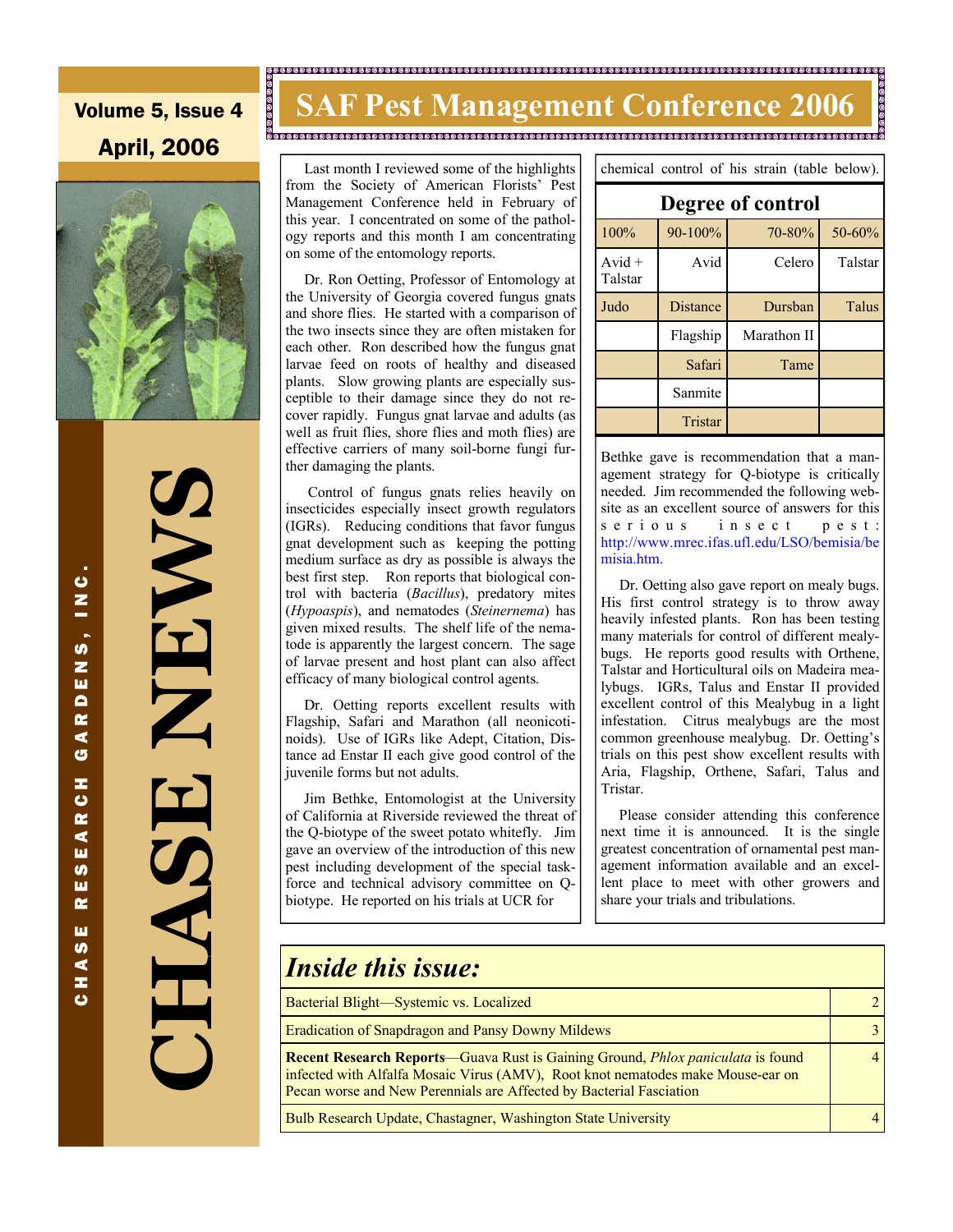Volume 5, Issue 4

April, 2006

# CHASE NEWS

CHASE RESEARCH GARDENS, INC.

## SAF Pest Management Conference 2006

Last month I reviewed some of the highlights from the Society of American Florists' Pest Management Conference held in February of this year. I concentrated on some of the pathology reports and this month I am concentrating on some of the entomology reports.

Dr. Ron Oetting, Professor of Entomology at the University of Georgia covered fungus gnats and shore flies. He started with a comparison of the two insects since they are often mistaken for each other. Ron described how the fungus gnat larvae feed on roots of healthy and diseased plants. Slow growing plants are especially susceptible to their damage since they do not recover rapidly. Fungus gnat larvae and adults (as well as fruit flies, shore flies and moth flies) are effective carriers of many soil-borne fungi further damaging the plants.

Control of fungus gnats relies heavily on insecticides especially insect growth regulators (IGRs). Reducing conditions that favor fungus gnat development such as keeping the potting medium surface as dry as possible is always the best first step. Ron reports that biological control with bacteria (*Bacillus*), predatory mites (*Hypoaspis*), and nematodes (*Steinernema*) has given mixed results. The shelf life of the nematode is apparently the largest concern. The sage of larvae present and host plant can also affect efficacy of many biological control agents.

Dr. Oetting reports excellent results with Flagship, Safari and Marathon (all neonicotinoids). Use of IGRs like Adept, Citation, Distance ad Enstar II each give good control of the juvenile forms but not adults.

Jim Bethke, Entomologist at the University of California at Riverside reviewed the threat of the Q-biotype of the sweet potato whitefly. Jim gave an overview of the introduction of this new pest including development of the special taskforce and technical advisory committee on Q-biotype. He reported on his trials at UCR for chemical control of his strain (table below).

**Degree of control**

| 100% | 90-100% | 70-80% | 50-60% |
|---|---|---|---|
| Avid + Talstar | Avid | Celero | Talstar |
| Judo | Distance | Dursban | Talus |
| | Flagship | Marathon II | |
| | Safari | Tame | |
| | Sanmite | | |
| | Tristar | | |

Bethke gave is recommendation that a management strategy for Q-biotype is critically needed. Jim recommended the following website as an excellent source of answers for this serious insect pest: http://www.mrec.ifas.ufl.edu/LSO/bemisia/bemisia.htm.

Dr. Oetting also gave report on mealy bugs. His first control strategy is to throw away heavily infested plants. Ron has been testing many materials for control of different mealybugs. He reports good results with Orthene, Talstar and Horticultural oils on Madeira mealybugs. IGRs, Talus and Enstar II provided excellent control of this Mealybug in a light infestation. Citrus mealybugs are the most common greenhouse mealybug. Dr. Oetting's trials on this pest show excellent results with Aria, Flagship, Orthene, Safari, Talus and Tristar.

Please consider attending this conference next time it is announced. It is the single greatest concentration of ornamental pest management information available and an excellent place to meet with other growers and share your trials and tribulations.

## *Inside this issue:*

| | |
|---|---|
| Bacterial Blight—Systemic vs. Localized | 2 |
| Eradication of Snapdragon and Pansy Downy Mildews | 3 |
| **Recent Research Reports**—Guava Rust is Gaining Ground, *Phlox paniculata* is found infected with Alfalfa Mosaic Virus (AMV), Root knot nematodes make Mouse-ear on Pecan worse and New Perennials are Affected by Bacterial Fasciation | 4 |
| Bulb Research Update, Chastagner, Washington State University | 4 |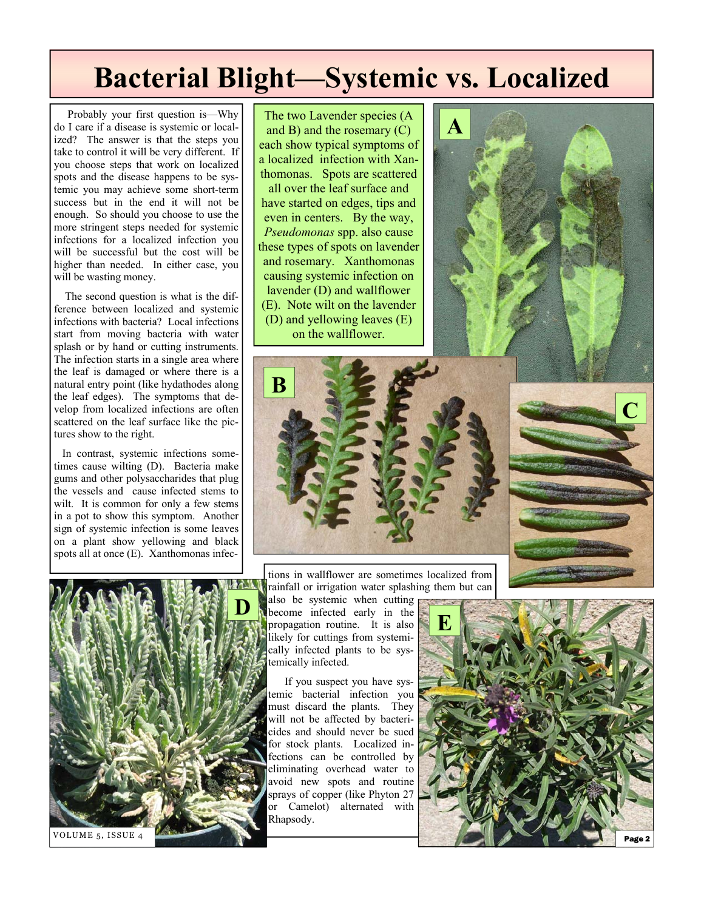# Bacterial Blight—Systemic vs. Localized

Probably your first question is—Why do I care if a disease is systemic or localized? The answer is that the steps you take to control it will be very different. If you choose steps that work on localized spots and the disease happens to be systemic you may achieve some short-term success but in the end it will not be enough. So should you choose to use the more stringent steps needed for systemic infections for a localized infection you will be successful but the cost will be higher than needed. In either case, you will be wasting money.

The second question is what is the difference between localized and systemic infections with bacteria? Local infections start from moving bacteria with water splash or by hand or cutting instruments. The infection starts in a single area where the leaf is damaged or where there is a natural entry point (like hydathodes along the leaf edges). The symptoms that develop from localized infections are often scattered on the leaf surface like the pictures show to the right.

In contrast, systemic infections sometimes cause wilting (D). Bacteria make gums and other polysaccharides that plug the vessels and cause infected stems to wilt. It is common for only a few stems in a pot to show this symptom. Another sign of systemic infection is some leaves on a plant show yellowing and black spots all at once (E). Xanthomonas infections in wallflower are sometimes localized from rainfall or irrigation water splashing them but can also be systemic when cutting become infected early in the propagation routine. It is also likely for cuttings from systemically infected plants to be systemically infected.

If you suspect you have systemic bacterial infection you must discard the plants. They will not be affected by bactericides and should never be sued for stock plants. Localized infections can be controlled by eliminating overhead water to avoid new spots and routine sprays of copper (like Phyton 27 or Camelot) alternated with Rhapsody.

The two Lavender species (A and B) and the rosemary (C) each show typical symptoms of a localized infection with Xanthomonas. Spots are scattered all over the leaf surface and have started on edges, tips and even in centers. By the way, *Pseudomonas* spp. also cause these types of spots on lavender and rosemary. Xanthomonas causing systemic infection on lavender (D) and wallflower (E). Note wilt on the lavender (D) and yellowing leaves (E) on the wallflower.

A

B

C

D

E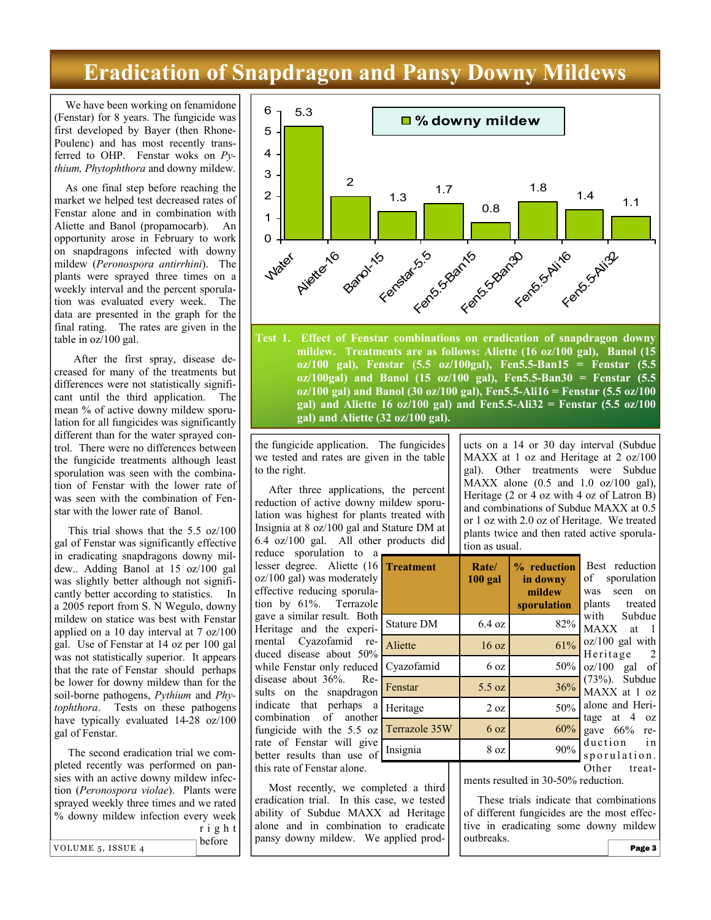# Eradication of Snapdragon and Pansy Downy Mildews

We have been working on fenamidone (Fenstar) for 8 years. The fungicide was first developed by Bayer (then Rhone-Poulenc) and has most recently transferred to OHP. Fenstar woks on *Pythium, Phytophthora* and downy mildew.

As one final step before reaching the market we helped test decreased rates of Fenstar alone and in combination with Aliette and Banol (propamocarb). An opportunity arose in February to work on snapdragons infected with downy mildew (*Peronospora antirrhini*). The plants were sprayed three times on a weekly interval and the percent sporulation was evaluated every week. The data are presented in the graph for the final rating. The rates are given in the table in oz/100 gal.

After the first spray, disease decreased for many of the treatments but differences were not statistically significant until the third application. The mean % of active downy mildew sporulation for all fungicides was significantly different than for the water sprayed control. There were no differences between the fungicide treatments although least sporulation was seen with the combination of Fenstar with the lower rate of was seen with the combination of Fenstar with the lower rate of Banol.

This trial shows that the 5.5 oz/100 gal of Fenstar was significantly effective in eradicating snapdragons downy mildew.. Adding Banol at 15 oz/100 gal was slightly better although not significantly better according to statistics. In a 2005 report from S. N Wegulo, downy mildew on statice was best with Fenstar applied on a 10 day interval at 7 oz/100 gal. Use of Fenstar at 14 oz per 100 gal was not statistically superior. It appears that the rate of Fenstar should perhaps be lower for downy mildew than for the soil-borne pathogens, *Pythium* and *Phytophthora*. Tests on these pathogens have typically evaluated 14-28 oz/100 gal of Fenstar.

The second eradication trial we completed recently was performed on pansies with an active downy mildew infection (*Peronospora violae*). Plants were sprayed weekly three times and we rated % downy mildew infection every week right before the fungicide application. The fungicides we tested and rates are given in the table to the right.

% downy mildew

6
5
4
3
2
1
0

5.3
2
1.3
1.7
0.8
1.8
1.4
1.1

Water
Aliette-16
Banol-15
Fenstar-5.5
Fen5.5-Ban15
Fen5.5-Ban30
Fen5.5-Ali16
Fen5.5-Ali32

**Test 1. Effect of Fenstar combinations on eradication of snapdragon downy mildew. Treatments are as follows: Aliette (16 oz/100 gal), Banol (15 oz/100 gal), Fenstar (5.5 oz/100gal), Fen5.5-Ban15 = Fenstar (5.5 oz/100gal) and Banol (15 oz/100 gal), Fen5.5-Ban30 = Fenstar (5.5 oz/100 gal) and Banol (30 oz/100 gal), Fen5.5-Ali16 = Fenstar (5.5 oz/100 gal) and Aliette 16 oz/100 gal) and Fen5.5-Ali32 = Fenstar (5.5 oz/100 gal) and Aliette (32 oz/100 gal).**

After three applications, the percent reduction of active downy mildew sporulation was highest for plants treated with Insignia at 8 oz/100 gal and Stature DM at 6.4 oz/100 gal. All other products did reduce sporulation to a lesser degree. Aliette (16 oz/100 gal) was moderately effective reducing sporulation by 61%. Terrazole gave a similar result. Both Heritage and the experimental Cyazofamid reduced disease about 50% while Fenstar only reduced disease about 36%. Results on the snapdragon indicate that perhaps a combination of another fungicide with the 5.5 oz rate of Fenstar will give better results than use of this rate of Fenstar alone.

| Treatment | Rate/ 100 gal | % reduction in downy mildew sporulation |
|---|---|---|
| Stature DM | 6.4 oz | 82% |
| Aliette | 16 oz | 61% |
| Cyazofamid | 6 oz | 50% |
| Fenstar | 5.5 oz | 36% |
| Heritage | 2 oz | 50% |
| Terrazole 35W | 6 oz | 60% |
| Insignia | 8 oz | 90% |

Most recently, we completed a third eradication trial. In this case, we tested ability of Subdue MAXX ad Heritage alone and in combination to eradicate pansy downy mildew. We applied products on a 14 or 30 day interval (Subdue MAXX at 1 oz and Heritage at 2 oz/100 gal). Other treatments were Subdue MAXX alone (0.5 and 1.0 oz/100 gal), Heritage (2 or 4 oz with 4 oz of Latron B) and combinations of Subdue MAXX at 0.5 or 1 oz with 2.0 oz of Heritage. We treated plants twice and then rated active sporulation as usual.

Best reduction of sporulation was seen on plants treated with Subdue MAXX at 1 oz/100 gal with Heritage 2 oz/100 gal of (73%). Subdue MAXX at 1 oz alone and Heritage at 4 oz gave 66% reduction in sporulation. Other treatments resulted in 30-50% reduction.

These trials indicate that combinations of different fungicides are the most effective in eradicating some downy mildew outbreaks.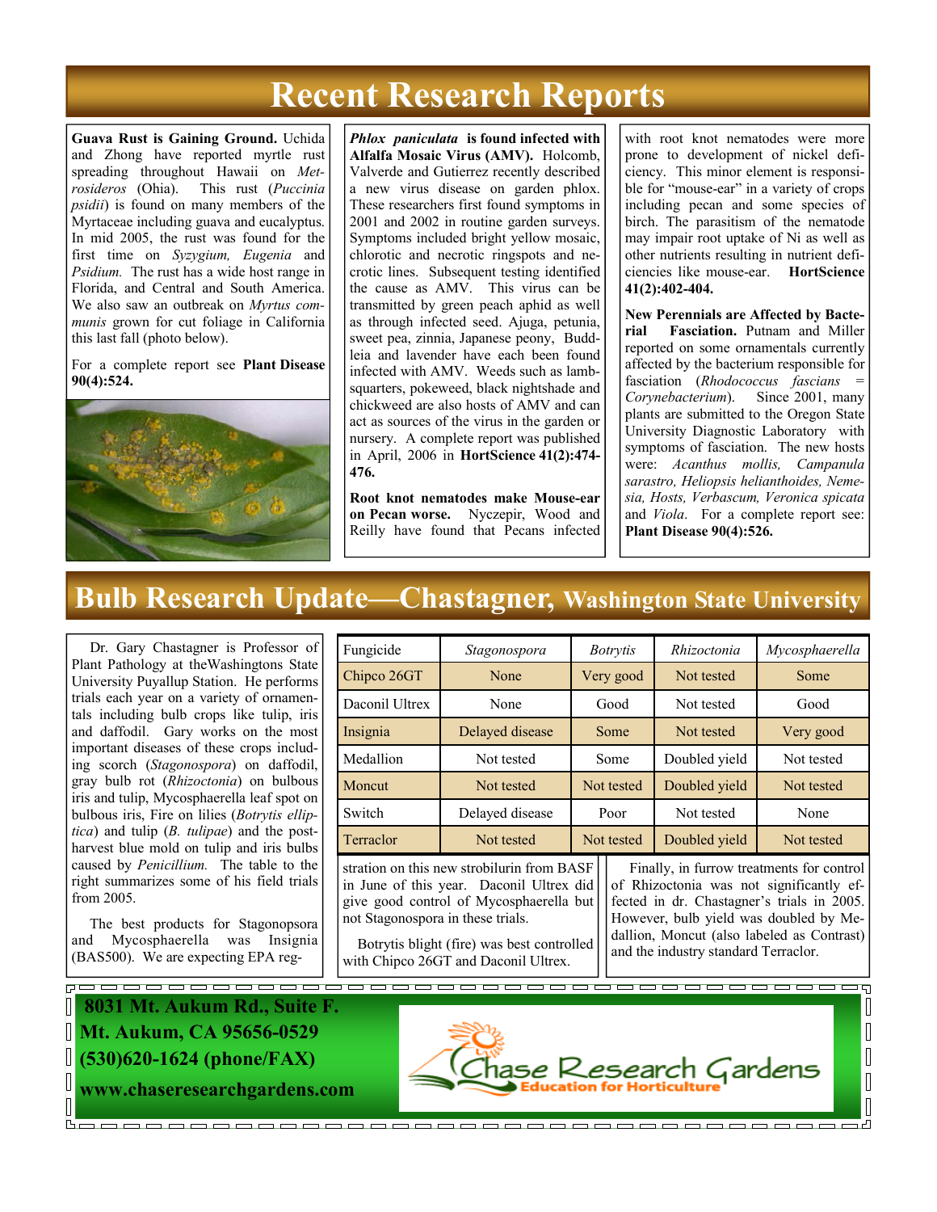# Recent Research Reports

**Guava Rust is Gaining Ground.** Uchida and Zhong have reported myrtle rust spreading throughout Hawaii on *Metrosideros* (Ohia). This rust (*Puccinia psidii*) is found on many members of the Myrtaceae including guava and eucalyptus. In mid 2005, the rust was found for the first time on *Syzygium, Eugenia* and *Psidium.* The rust has a wide host range in Florida, and Central and South America. We also saw an outbreak on *Myrtus communis* grown for cut foliage in California this last fall (photo below).

For a complete report see **Plant Disease 90(4):524.**

***Phlox paniculata* is found infected with Alfalfa Mosaic Virus (AMV).** Holcomb, Valverde and Gutierrez recently described a new virus disease on garden phlox. These researchers first found symptoms in 2001 and 2002 in routine garden surveys. Symptoms included bright yellow mosaic, chlorotic and necrotic ringspots and necrotic lines. Subsequent testing identified the cause as AMV. This virus can be transmitted by green peach aphid as well as through infected seed. Ajuga, petunia, sweet pea, zinnia, Japanese peony, Buddleia and lavender have each been found infected with AMV. Weeds such as lambsquarters, pokeweed, black nightshade and chickweed are also hosts of AMV and can act as sources of the virus in the garden or nursery. A complete report was published in April, 2006 in **HortScience 41(2):474-476.**

**Root knot nematodes make Mouse-ear on Pecan worse.** Nyczepir, Wood and Reilly have found that Pecans infected with root knot nematodes were more prone to development of nickel deficiency. This minor element is responsible for "mouse-ear" in a variety of crops including pecan and some species of birch. The parasitism of the nematode may impair root uptake of Ni as well as other nutrients resulting in nutrient deficiencies like mouse-ear. **HortScience 41(2):402-404.**

**New Perennials are Affected by Bacterial Fasciation.** Putnam and Miller reported on some ornamentals currently affected by the bacterium responsible for fasciation (*Rhodococcus fascians* = *Corynebacterium*). Since 2001, many plants are submitted to the Oregon State University Diagnostic Laboratory with symptoms of fasciation. The new hosts were: *Acanthus mollis, Campanula sarastro, Heliopsis helianthoides, Nemesia, Hosts, Verbascum, Veronica spicata* and *Viola*. For a complete report see: **Plant Disease 90(4):526.**

# Bulb Research Update—Chastagner, Washington State University

Dr. Gary Chastagner is Professor of Plant Pathology at theWashingtons State University Puyallup Station. He performs trials each year on a variety of ornamentals including bulb crops like tulip, iris and daffodil. Gary works on the most important diseases of these crops including scorch (*Stagonospora*) on daffodil, gray bulb rot (*Rhizoctonia*) on bulbous iris and tulip, Mycosphaerella leaf spot on bulbous iris, Fire on lilies (*Botrytis elliptica*) and tulip (*B. tulipae*) and the post-harvest blue mold on tulip and iris bulbs caused by *Penicillium.* The table to the right summarizes some of his field trials from 2005.

| Fungicide | *Stagonospora* | *Botrytis* | *Rhizoctonia* | *Mycosphaerella* |
|---|---|---|---|---|
| Chipco 26GT | None | Very good | Not tested | Some |
| Daconil Ultrex | None | Good | Not tested | Good |
| Insignia | Delayed disease | Some | Not tested | Very good |
| Medallion | Not tested | Some | Doubled yield | Not tested |
| Moncut | Not tested | Not tested | Doubled yield | Not tested |
| Switch | Delayed disease | Poor | Not tested | None |
| Terraclor | Not tested | Not tested | Doubled yield | Not tested |

The best products for Stagonopsora and Mycosphaerella was Insignia (BAS500). We are expecting EPA registration on this new strobilurin from BASF in June of this year. Daconil Ultrex did give good control of Mycosphaerella but not Stagonospora in these trials.

Botrytis blight (fire) was best controlled with Chipco 26GT and Daconil Ultrex.

Finally, in furrow treatments for control of Rhizoctonia was not significantly effected in dr. Chastagner's trials in 2005. However, bulb yield was doubled by Medallion, Moncut (also labeled as Contrast) and the industry standard Terraclor.

**8031 Mt. Aukum Rd., Suite F.**
**Mt. Aukum, CA 95656-0529**
**(530)620-1624 (phone/FAX)**
**www.chaseresearchgardens.com**

Chase Research Gardens
Education for Horticulture